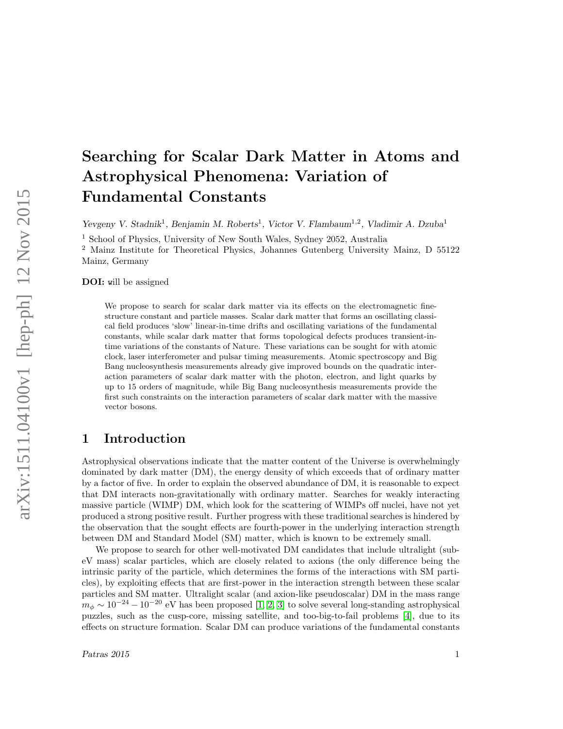# Searching for Scalar Dark Matter in Atoms and Astrophysical Phenomena: Variation of Fundamental Constants

*Yevgeny V. Stadnik*[1], *Benjamin M. Roberts*[1], *Victor V. Flambaum*[1,2], *Vladimir A. Dzuba*[1]

[1] School of Physics, University of New South Wales, Sydney 2052, Australia

[2] Mainz Institute for Theoretical Physics, Johannes Gutenberg University Mainz, D 55122 Mainz, Germany

**DOI:** will be assigned

We propose to search for scalar dark matter via its effects on the electromagnetic fine-structure constant and particle masses. Scalar dark matter that forms an oscillating classical field produces 'slow' linear-in-time drifts and oscillating variations of the fundamental constants, while scalar dark matter that forms topological defects produces transient-in-time variations of the constants of Nature. These variations can be sought for with atomic clock, laser interferometer and pulsar timing measurements. Atomic spectroscopy and Big Bang nucleosynthesis measurements already give improved bounds on the quadratic interaction parameters of scalar dark matter with the photon, electron, and light quarks by up to 15 orders of magnitude, while Big Bang nucleosynthesis measurements provide the first such constraints on the interaction parameters of scalar dark matter with the massive vector bosons.

## 1 Introduction

Astrophysical observations indicate that the matter content of the Universe is overwhelmingly dominated by dark matter (DM), the energy density of which exceeds that of ordinary matter by a factor of five. In order to explain the observed abundance of DM, it is reasonable to expect that DM interacts non-gravitationally with ordinary matter. Searches for weakly interacting massive particle (WIMP) DM, which look for the scattering of WIMPs off nuclei, have not yet produced a strong positive result. Further progress with these traditional searches is hindered by the observation that the sought effects are fourth-power in the underlying interaction strength between DM and Standard Model (SM) matter, which is known to be extremely small.

We propose to search for other well-motivated DM candidates that include ultralight (sub-eV mass) scalar particles, which are closely related to axions (the only difference being the intrinsic parity of the particle, which determines the forms of the interactions with SM particles), by exploiting effects that are first-power in the interaction strength between these scalar particles and SM matter. Ultralight scalar (and axion-like pseudoscalar) DM in the mass range $m_\phi \sim 10^{-24} - 10^{-20}$ eV has been proposed [1, 2, 3] to solve several long-standing astrophysical puzzles, such as the cusp-core, missing satellite, and too-big-to-fail problems [4], due to its effects on structure formation. Scalar DM can produce variations of the fundamental constants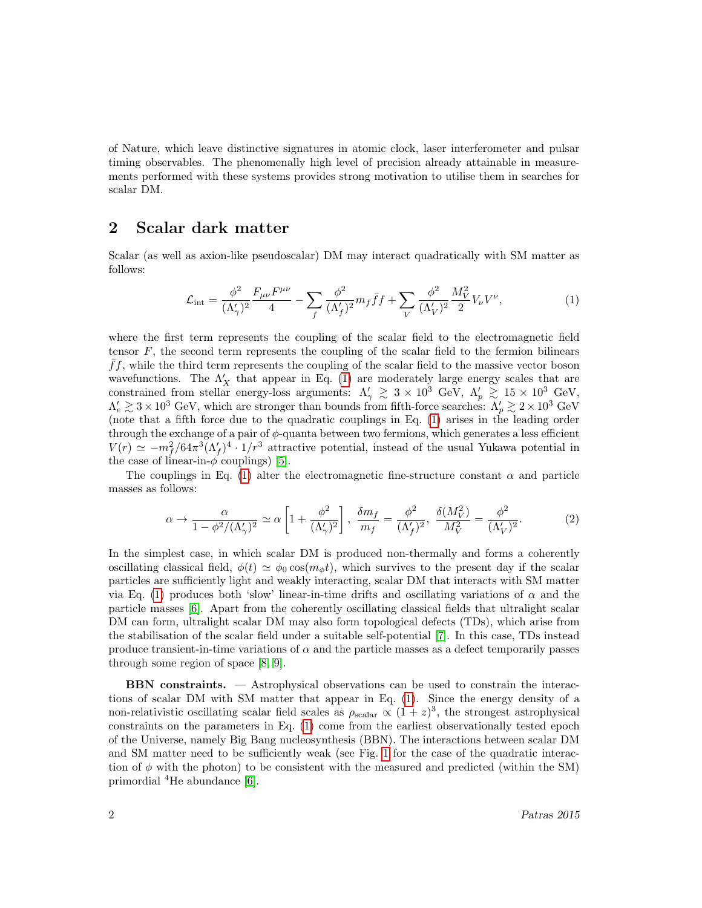of Nature, which leave distinctive signatures in atomic clock, laser interferometer and pulsar timing observables. The phenomenally high level of precision already attainable in measurements performed with these systems provides strong motivation to utilise them in searches for scalar DM.

## 2 Scalar dark matter

Scalar (as well as axion-like pseudoscalar) DM may interact quadratically with SM matter as follows:

$$\mathcal{L}_{\rm int} = \frac{\phi^2}{(\Lambda'_\gamma)^2}\frac{F_{\mu\nu}F^{\mu\nu}}{4} - \sum_f \frac{\phi^2}{(\Lambda'_f)^2} m_f \bar{f} f + \sum_V \frac{\phi^2}{(\Lambda'_V)^2}\frac{M_V^2}{2} V_\nu V^\nu, \tag{1}$$

where the first term represents the coupling of the scalar field to the electromagnetic field tensor $F$, the second term represents the coupling of the scalar field to the fermion bilinears $\bar{f}f$, while the third term represents the coupling of the scalar field to the massive vector boson wavefunctions. The $\Lambda'_X$ that appear in Eq. (1) are moderately large energy scales that are constrained from stellar energy-loss arguments: $\Lambda'_\gamma \gtrsim 3 \times 10^3$ GeV, $\Lambda'_p \gtrsim 15 \times 10^3$ GeV, $\Lambda'_e \gtrsim 3 \times 10^3$ GeV, which are stronger than bounds from fifth-force searches: $\Lambda'_p \gtrsim 2 \times 10^3$ GeV (note that a fifth force due to the quadratic couplings in Eq. (1) arises in the leading order through the exchange of a pair of $\phi$-quanta between two fermions, which generates a less efficient $V(r) \simeq -m_f^2/64\pi^3(\Lambda'_f)^4 \cdot 1/r^3$ attractive potential, instead of the usual Yukawa potential in the case of linear-in-$\phi$ couplings) [5].

The couplings in Eq. (1) alter the electromagnetic fine-structure constant $\alpha$ and particle masses as follows:

$$\alpha \to \frac{\alpha}{1-\phi^2/(\Lambda'_\gamma)^2} \simeq \alpha\left[1+\frac{\phi^2}{(\Lambda'_\gamma)^2}\right], \ \frac{\delta m_f}{m_f} = \frac{\phi^2}{(\Lambda'_f)^2}, \ \frac{\delta(M_V^2)}{M_V^2} = \frac{\phi^2}{(\Lambda'_V)^2}. \tag{2}$$

In the simplest case, in which scalar DM is produced non-thermally and forms a coherently oscillating classical field, $\phi(t) \simeq \phi_0 \cos(m_\phi t)$, which survives to the present day if the scalar particles are sufficiently light and weakly interacting, scalar DM that interacts with SM matter via Eq. (1) produces both 'slow' linear-in-time drifts and oscillating variations of $\alpha$ and the particle masses [6]. Apart from the coherently oscillating classical fields that ultralight scalar DM can form, ultralight scalar DM may also form topological defects (TDs), which arise from the stabilisation of the scalar field under a suitable self-potential [7]. In this case, TDs instead produce transient-in-time variations of $\alpha$ and the particle masses as a defect temporarily passes through some region of space [8, 9].

**BBN constraints.** — Astrophysical observations can be used to constrain the interactions of scalar DM with SM matter that appear in Eq. (1). Since the energy density of a non-relativistic oscillating scalar field scales as $\rho_{\rm scalar} \propto (1+z)^3$, the strongest astrophysical constraints on the parameters in Eq. (1) come from the earliest observationally tested epoch of the Universe, namely Big Bang nucleosynthesis (BBN). The interactions between scalar DM and SM matter need to be sufficiently weak (see Fig. 1 for the case of the quadratic interaction of $\phi$ with the photon) to be consistent with the measured and predicted (within the SM) primordial $^4$He abundance [6].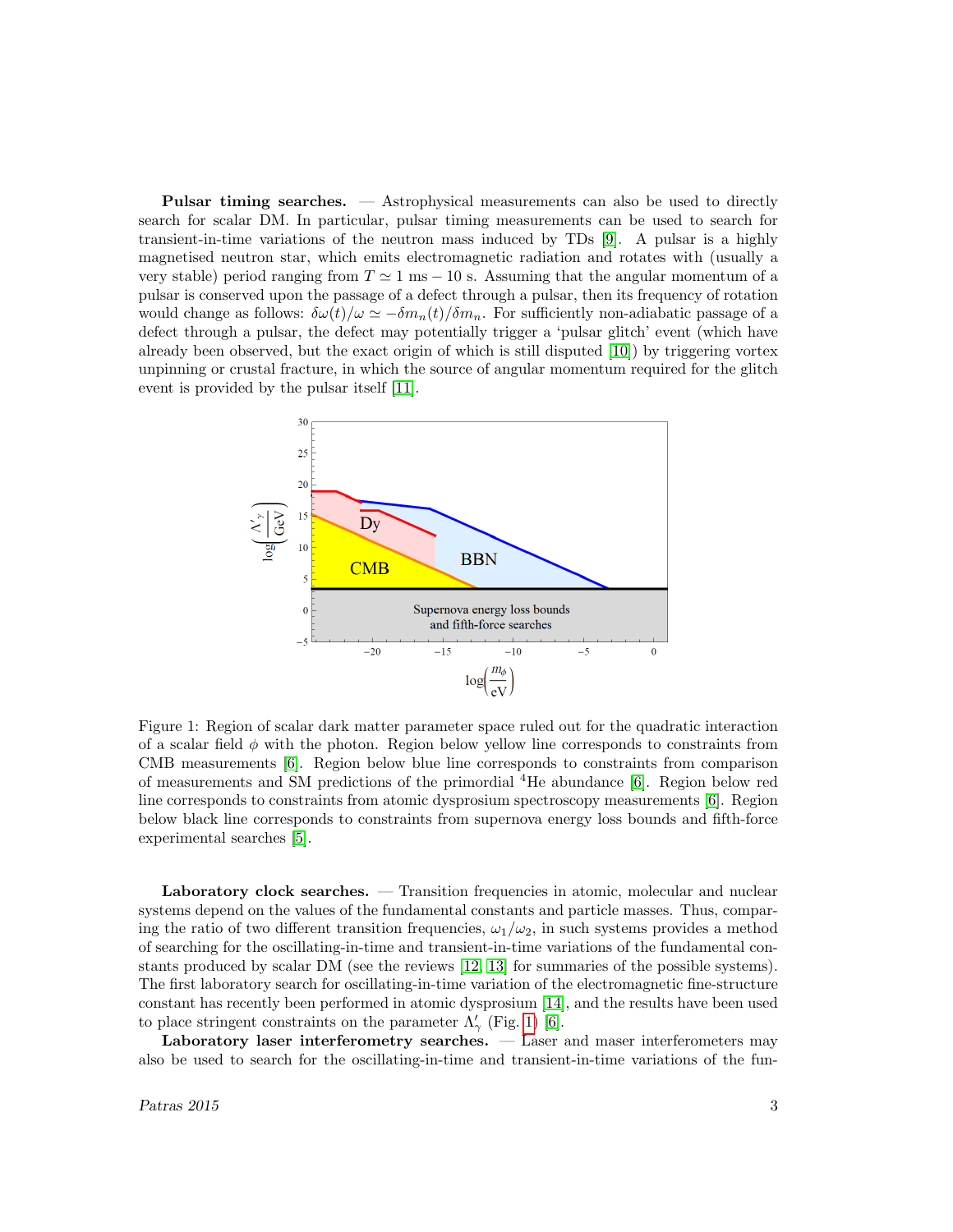**Pulsar timing searches.** — Astrophysical measurements can also be used to directly search for scalar DM. In particular, pulsar timing measurements can be used to search for transient-in-time variations of the neutron mass induced by TDs [9]. A pulsar is a highly magnetised neutron star, which emits electromagnetic radiation and rotates with (usually a very stable) period ranging from $T \simeq 1$ ms $- 10$ s. Assuming that the angular momentum of a pulsar is conserved upon the passage of a defect through a pulsar, then its frequency of rotation would change as follows: $\delta\omega(t)/\omega \simeq -\delta m_n(t)/\delta m_n$. For sufficiently non-adiabatic passage of a defect through a pulsar, the defect may potentially trigger a 'pulsar glitch' event (which have already been observed, but the exact origin of which is still disputed [10]) by triggering vortex unpinning or crustal fracture, in which the source of angular momentum required for the glitch event is provided by the pulsar itself [11].

Figure 1: Region of scalar dark matter parameter space ruled out for the quadratic interaction of a scalar field $\phi$ with the photon. Region below yellow line corresponds to constraints from CMB measurements [6]. Region below blue line corresponds to constraints from comparison of measurements and SM predictions of the primordial $^4$He abundance [6]. Region below red line corresponds to constraints from atomic dysprosium spectroscopy measurements [6]. Region below black line corresponds to constraints from supernova energy loss bounds and fifth-force experimental searches [5].

**Laboratory clock searches.** — Transition frequencies in atomic, molecular and nuclear systems depend on the values of the fundamental constants and particle masses. Thus, comparing the ratio of two different transition frequencies, $\omega_1/\omega_2$, in such systems provides a method of searching for the oscillating-in-time and transient-in-time variations of the fundamental constants produced by scalar DM (see the reviews [12, 13] for summaries of the possible systems). The first laboratory search for oscillating-in-time variation of the electromagnetic fine-structure constant has recently been performed in atomic dysprosium [14], and the results have been used to place stringent constraints on the parameter $\Lambda'_\gamma$ (Fig. 1) [6].

**Laboratory laser interferometry searches.** — Laser and maser interferometers may also be used to search for the oscillating-in-time and transient-in-time variations of the fun-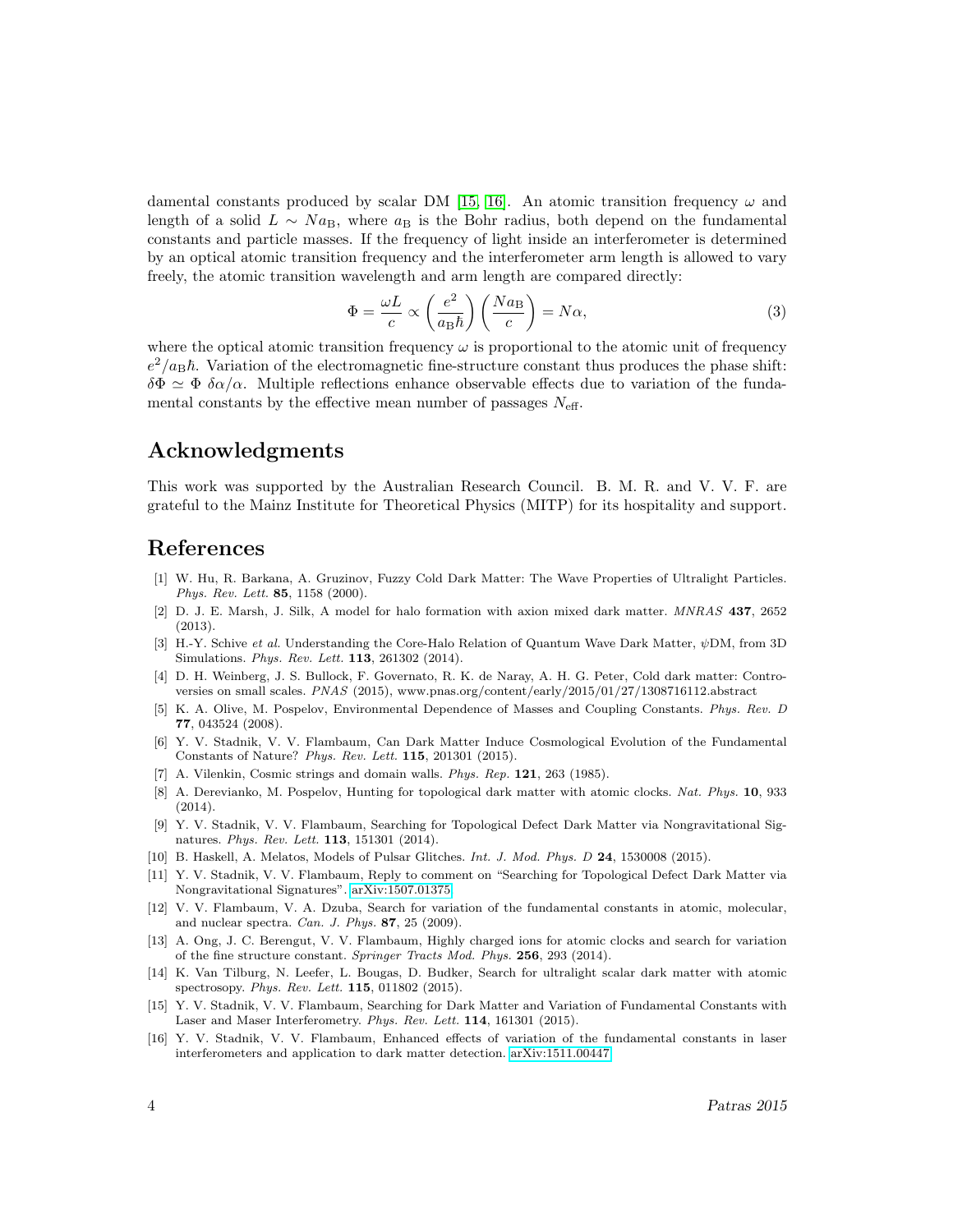damental constants produced by scalar DM [15, 16]. An atomic transition frequency $\omega$ and length of a solid $L \sim N a_{\mathrm{B}}$, where $a_{\mathrm{B}}$ is the Bohr radius, both depend on the fundamental constants and particle masses. If the frequency of light inside an interferometer is determined by an optical atomic transition frequency and the interferometer arm length is allowed to vary freely, the atomic transition wavelength and arm length are compared directly:

$$\Phi = \frac{\omega L}{c} \propto \left(\frac{e^2}{a_{\mathrm{B}}\hbar}\right)\left(\frac{N a_{\mathrm{B}}}{c}\right) = N\alpha, \tag{3}$$

where the optical atomic transition frequency $\omega$ is proportional to the atomic unit of frequency $e^2/a_{\mathrm{B}}\hbar$. Variation of the electromagnetic fine-structure constant thus produces the phase shift: $\delta\Phi \simeq \Phi \ \delta\alpha/\alpha$. Multiple reflections enhance observable effects due to variation of the fundamental constants by the effective mean number of passages $N_{\mathrm{eff}}$.

## Acknowledgments

This work was supported by the Australian Research Council. B. M. R. and V. V. F. are grateful to the Mainz Institute for Theoretical Physics (MITP) for its hospitality and support.

## References

[1] W. Hu, R. Barkana, A. Gruzinov, Fuzzy Cold Dark Matter: The Wave Properties of Ultralight Particles. *Phys. Rev. Lett.* **85**, 1158 (2000).

[2] D. J. E. Marsh, J. Silk, A model for halo formation with axion mixed dark matter. *MNRAS* **437**, 2652 (2013).

[3] H.-Y. Schive *et al.* Understanding the Core-Halo Relation of Quantum Wave Dark Matter, $\psi$DM, from 3D Simulations. *Phys. Rev. Lett.* **113**, 261302 (2014).

[4] D. H. Weinberg, J. S. Bullock, F. Governato, R. K. de Naray, A. H. G. Peter, Cold dark matter: Controversies on small scales. *PNAS* (2015), www.pnas.org/content/early/2015/01/27/1308716112.abstract

[5] K. A. Olive, M. Pospelov, Environmental Dependence of Masses and Coupling Constants. *Phys. Rev. D* **77**, 043524 (2008).

[6] Y. V. Stadnik, V. V. Flambaum, Can Dark Matter Induce Cosmological Evolution of the Fundamental Constants of Nature? *Phys. Rev. Lett.* **115**, 201301 (2015).

[7] A. Vilenkin, Cosmic strings and domain walls. *Phys. Rep.* **121**, 263 (1985).

[8] A. Derevianko, M. Pospelov, Hunting for topological dark matter with atomic clocks. *Nat. Phys.* **10**, 933 (2014).

[9] Y. V. Stadnik, V. V. Flambaum, Searching for Topological Defect Dark Matter via Nongravitational Signatures. *Phys. Rev. Lett.* **113**, 151301 (2014).

[10] B. Haskell, A. Melatos, Models of Pulsar Glitches. *Int. J. Mod. Phys. D* **24**, 1530008 (2015).

[11] Y. V. Stadnik, V. V. Flambaum, Reply to comment on "Searching for Topological Defect Dark Matter via Nongravitational Signatures". arXiv:1507.01375.

[12] V. V. Flambaum, V. A. Dzuba, Search for variation of the fundamental constants in atomic, molecular, and nuclear spectra. *Can. J. Phys.* **87**, 25 (2009).

[13] A. Ong, J. C. Berengut, V. V. Flambaum, Highly charged ions for atomic clocks and search for variation of the fine structure constant. *Springer Tracts Mod. Phys.* **256**, 293 (2014).

[14] K. Van Tilburg, N. Leefer, L. Bougas, D. Budker, Search for ultralight scalar dark matter with atomic spectrosopy. *Phys. Rev. Lett.* **115**, 011802 (2015).

[15] Y. V. Stadnik, V. V. Flambaum, Searching for Dark Matter and Variation of Fundamental Constants with Laser and Maser Interferometry. *Phys. Rev. Lett.* **114**, 161301 (2015).

[16] Y. V. Stadnik, V. V. Flambaum, Enhanced effects of variation of the fundamental constants in laser interferometers and application to dark matter detection. arXiv:1511.00447.